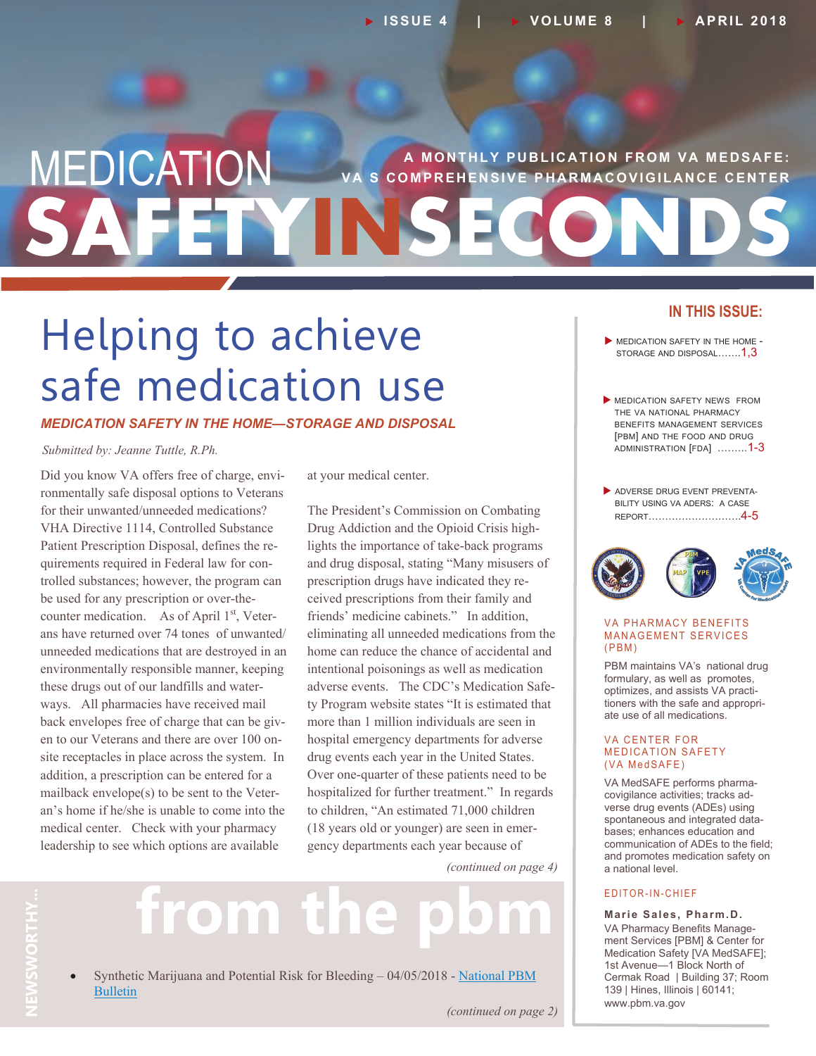ISSUE 4 | VOLUME 8 | APRIL 2018

# MEDICATION SAFETY IN SECONDS

A MONTHLY PUBLICATION FROM VA MEDSAFE: VA S COMPREHENSIVE PHARMACOVIGILANCE CENTER

## Helping to achieve safe medication use

### *MEDICATION SAFETY IN THE HOME—STORAGE AND DISPOSAL*

*Submitted by: Jeanne Tuttle, R.Ph.*

Did you know VA offers free of charge, environmentally safe disposal options to Veterans for their unwanted/unneeded medications? VHA Directive 1114, Controlled Substance Patient Prescription Disposal, defines the requirements required in Federal law for controlled substances; however, the program can be used for any prescription or over-the-counter medication. As of April 1st, Veterans have returned over 74 tons of unwanted/unneeded medications that are destroyed in an environmentally responsible manner, keeping these drugs out of our landfills and waterways. All pharmacies have received mail back envelopes free of charge that can be given to our Veterans and there are over 100 on-site receptacles in place across the system. In addition, a prescription can be entered for a mailback envelope(s) to be sent to the Veteran's home if he/she is unable to come into the medical center. Check with your pharmacy leadership to see which options are available at your medical center.

The President's Commission on Combating Drug Addiction and the Opioid Crisis highlights the importance of take-back programs and drug disposal, stating "Many misusers of prescription drugs have indicated they received prescriptions from their family and friends' medicine cabinets." In addition, eliminating all unneeded medications from the home can reduce the chance of accidental and intentional poisonings as well as medication adverse events. The CDC's Medication Safety Program website states "It is estimated that more than 1 million individuals are seen in hospital emergency departments for adverse drug events each year in the United States. Over one-quarter of these patients need to be hospitalized for further treatment." In regards to children, "An estimated 71,000 children (18 years old or younger) are seen in emergency departments each year because of

*(continued on page 4)*

## NEWSWORTHY… from the pbm

- Synthetic Marijuana and Potential Risk for Bleeding – 04/05/2018 - National PBM Bulletin

*(continued on page 2)*

### IN THIS ISSUE:

- MEDICATION SAFETY IN THE HOME - STORAGE AND DISPOSAL…….1,3
- MEDICATION SAFETY NEWS FROM THE VA NATIONAL PHARMACY BENEFITS MANAGEMENT SERVICES [PBM] AND THE FOOD AND DRUG ADMINISTRATION [FDA] ………1-3
- ADVERSE DRUG EVENT PREVENTABILITY USING VA ADERS: A CASE REPORT……………………….4-5

#### VA PHARMACY BENEFITS MANAGEMENT SERVICES (PBM)

PBM maintains VA's national drug formulary, as well as promotes, optimizes, and assists VA practitioners with the safe and appropriate use of all medications.

#### VA CENTER FOR MEDICATION SAFETY (VA MedSAFE)

VA MedSAFE performs pharmacovigilance activities; tracks adverse drug events (ADEs) using spontaneous and integrated databases; enhances education and communication of ADEs to the field; and promotes medication safety on a national level.

#### EDITOR-IN-CHIEF

**Marie Sales, Pharm.D.**
VA Pharmacy Benefits Management Services [PBM] & Center for Medication Safety [VA MedSAFE]; 1st Avenue—1 Block North of Cermak Road | Building 37; Room 139 | Hines, Illinois | 60141; www.pbm.va.gov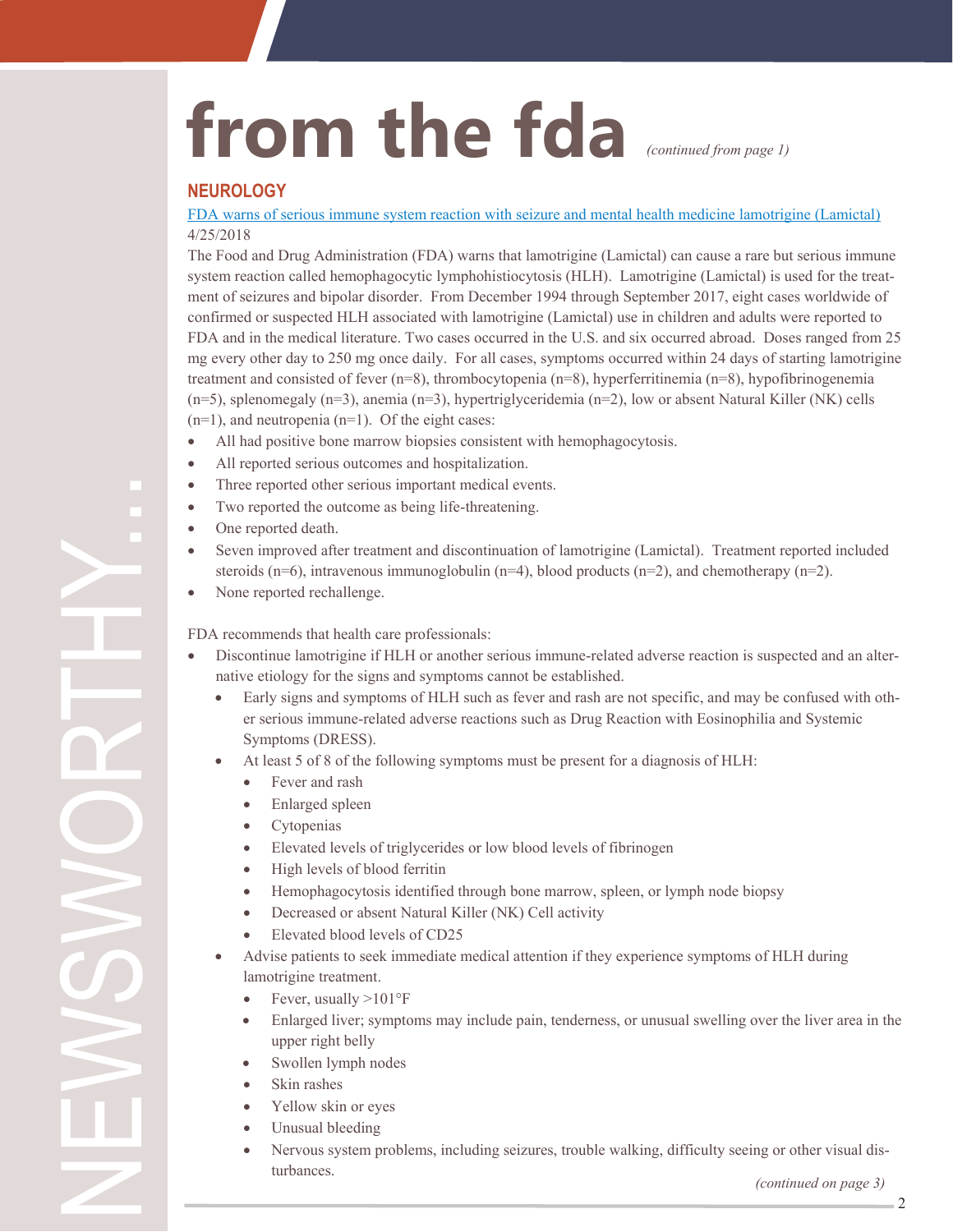# from the fda *(continued from page 1)*

## NEUROLOGY

[FDA warns of serious immune system reaction with seizure and mental health medicine lamotrigine (Lamictal)]
4/25/2018

The Food and Drug Administration (FDA) warns that lamotrigine (Lamictal) can cause a rare but serious immune system reaction called hemophagocytic lymphohistiocytosis (HLH). Lamotrigine (Lamictal) is used for the treatment of seizures and bipolar disorder. From December 1994 through September 2017, eight cases worldwide of confirmed or suspected HLH associated with lamotrigine (Lamictal) use in children and adults were reported to FDA and in the medical literature. Two cases occurred in the U.S. and six occurred abroad. Doses ranged from 25 mg every other day to 250 mg once daily. For all cases, symptoms occurred within 24 days of starting lamotrigine treatment and consisted of fever (n=8), thrombocytopenia (n=8), hyperferritinemia (n=8), hypofibrinogenemia (n=5), splenomegaly (n=3), anemia (n=3), hypertriglyceridemia (n=2), low or absent Natural Killer (NK) cells (n=1), and neutropenia (n=1). Of the eight cases:

- All had positive bone marrow biopsies consistent with hemophagocytosis.
- All reported serious outcomes and hospitalization.
- Three reported other serious important medical events.
- Two reported the outcome as being life-threatening.
- One reported death.
- Seven improved after treatment and discontinuation of lamotrigine (Lamictal). Treatment reported included steroids (n=6), intravenous immunoglobulin (n=4), blood products (n=2), and chemotherapy (n=2).
- None reported rechallenge.

FDA recommends that health care professionals:

- Discontinue lamotrigine if HLH or another serious immune-related adverse reaction is suspected and an alternative etiology for the signs and symptoms cannot be established.
  - Early signs and symptoms of HLH such as fever and rash are not specific, and may be confused with other serious immune-related adverse reactions such as Drug Reaction with Eosinophilia and Systemic Symptoms (DRESS).
  - At least 5 of 8 of the following symptoms must be present for a diagnosis of HLH:
    - Fever and rash
    - Enlarged spleen
    - Cytopenias
    - Elevated levels of triglycerides or low blood levels of fibrinogen
    - High levels of blood ferritin
    - Hemophagocytosis identified through bone marrow, spleen, or lymph node biopsy
    - Decreased or absent Natural Killer (NK) Cell activity
    - Elevated blood levels of CD25
  - Advise patients to seek immediate medical attention if they experience symptoms of HLH during lamotrigine treatment.
    - Fever, usually >101°F
    - Enlarged liver; symptoms may include pain, tenderness, or unusual swelling over the liver area in the upper right belly
    - Swollen lymph nodes
    - Skin rashes
    - Yellow skin or eyes
    - Unusual bleeding
    - Nervous system problems, including seizures, trouble walking, difficulty seeing or other visual disturbances.

*(continued on page 3)*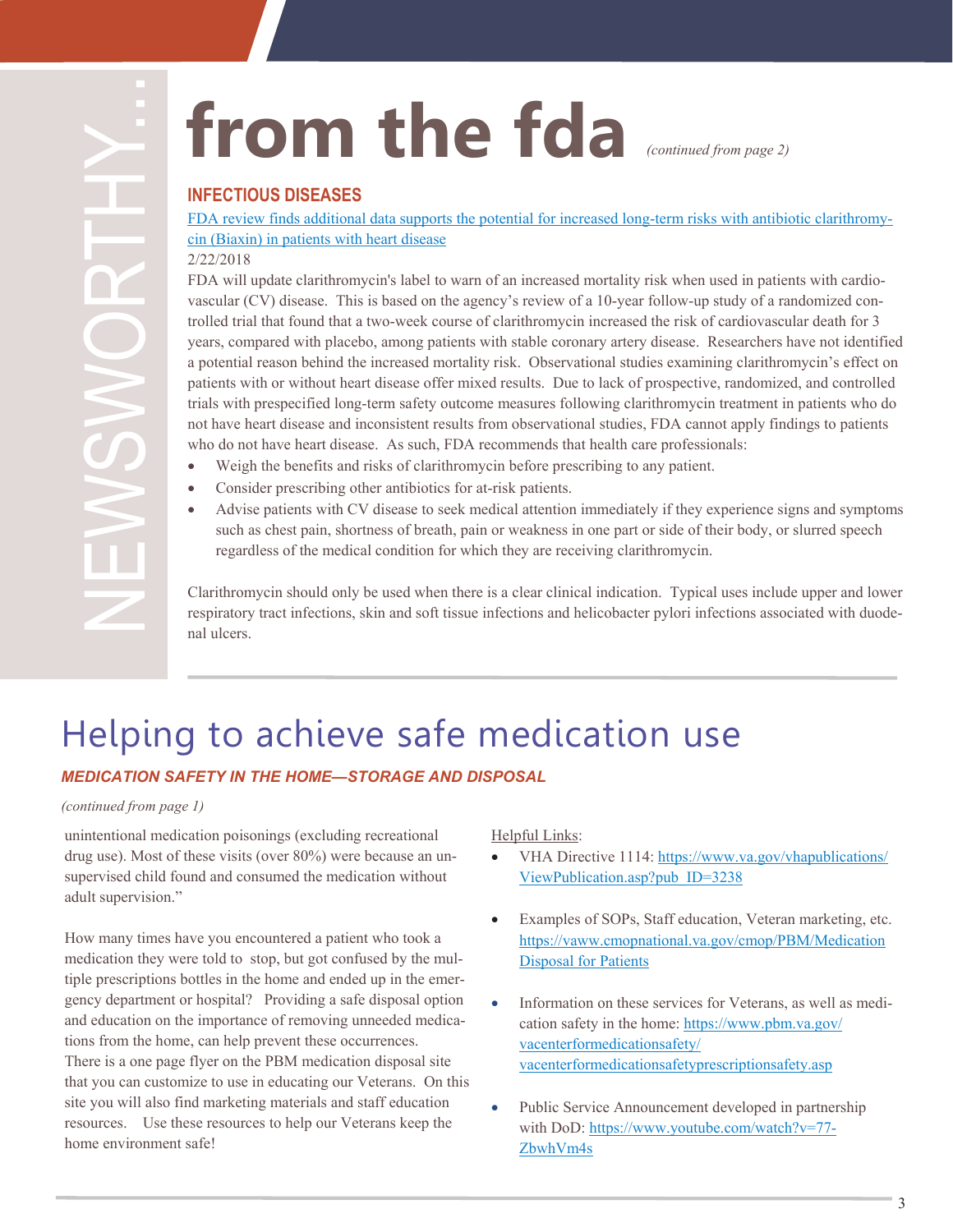NEWSWORTHY...

# from the fda

*(continued from page 2)*

## INFECTIOUS DISEASES

[FDA review finds additional data supports the potential for increased long-term risks with antibiotic clarithromycin (Biaxin) in patients with heart disease]

2/22/2018

FDA will update clarithromycin's label to warn of an increased mortality risk when used in patients with cardiovascular (CV) disease. This is based on the agency's review of a 10-year follow-up study of a randomized controlled trial that found that a two-week course of clarithromycin increased the risk of cardiovascular death for 3 years, compared with placebo, among patients with stable coronary artery disease. Researchers have not identified a potential reason behind the increased mortality risk. Observational studies examining clarithromycin's effect on patients with or without heart disease offer mixed results. Due to lack of prospective, randomized, and controlled trials with prespecified long-term safety outcome measures following clarithromycin treatment in patients who do not have heart disease and inconsistent results from observational studies, FDA cannot apply findings to patients who do not have heart disease. As such, FDA recommends that health care professionals:

- Weigh the benefits and risks of clarithromycin before prescribing to any patient.
- Consider prescribing other antibiotics for at-risk patients.
- Advise patients with CV disease to seek medical attention immediately if they experience signs and symptoms such as chest pain, shortness of breath, pain or weakness in one part or side of their body, or slurred speech regardless of the medical condition for which they are receiving clarithromycin.

Clarithromycin should only be used when there is a clear clinical indication. Typical uses include upper and lower respiratory tract infections, skin and soft tissue infections and helicobacter pylori infections associated with duodenal ulcers.

# Helping to achieve safe medication use

### *MEDICATION SAFETY IN THE HOME—STORAGE AND DISPOSAL*

*(continued from page 1)*

unintentional medication poisonings (excluding recreational drug use). Most of these visits (over 80%) were because an unsupervised child found and consumed the medication without adult supervision."

How many times have you encountered a patient who took a medication they were told to stop, but got confused by the multiple prescriptions bottles in the home and ended up in the emergency department or hospital? Providing a safe disposal option and education on the importance of removing unneeded medications from the home, can help prevent these occurrences. There is a one page flyer on the PBM medication disposal site that you can customize to use in educating our Veterans. On this site you will also find marketing materials and staff education resources. Use these resources to help our Veterans keep the home environment safe!

Helpful Links:

- VHA Directive 1114: https://www.va.gov/vhapublications/ViewPublication.asp?pub_ID=3238
- Examples of SOPs, Staff education, Veteran marketing, etc. https://vaww.cmopnational.va.gov/cmop/PBM/Medication Disposal for Patients
- Information on these services for Veterans, as well as medication safety in the home: https://www.pbm.va.gov/vacenterformedicationsafety/vacenterformedicationsafetyprescriptionsafety.asp
- Public Service Announcement developed in partnership with DoD: https://www.youtube.com/watch?v=77-ZbwhVm4s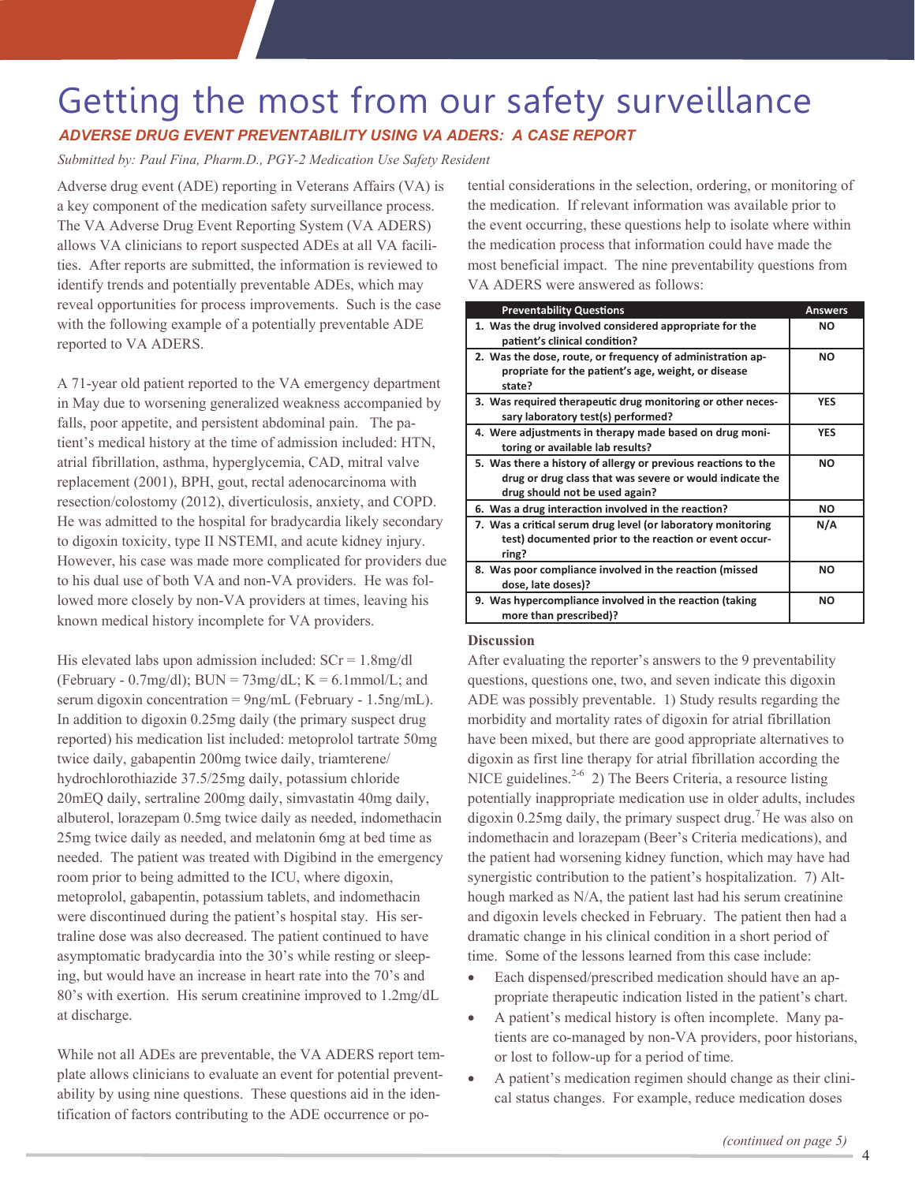# Getting the most from our safety surveillance

## *ADVERSE DRUG EVENT PREVENTABILITY USING VA ADERS: A CASE REPORT*

*Submitted by: Paul Fina, Pharm.D., PGY-2 Medication Use Safety Resident*

Adverse drug event (ADE) reporting in Veterans Affairs (VA) is a key component of the medication safety surveillance process. The VA Adverse Drug Event Reporting System (VA ADERS) allows VA clinicians to report suspected ADEs at all VA facilities. After reports are submitted, the information is reviewed to identify trends and potentially preventable ADEs, which may reveal opportunities for process improvements. Such is the case with the following example of a potentially preventable ADE reported to VA ADERS.

A 71-year old patient reported to the VA emergency department in May due to worsening generalized weakness accompanied by falls, poor appetite, and persistent abdominal pain. The patient's medical history at the time of admission included: HTN, atrial fibrillation, asthma, hyperglycemia, CAD, mitral valve replacement (2001), BPH, gout, rectal adenocarcinoma with resection/colostomy (2012), diverticulosis, anxiety, and COPD. He was admitted to the hospital for bradycardia likely secondary to digoxin toxicity, type II NSTEMI, and acute kidney injury. However, his case was made more complicated for providers due to his dual use of both VA and non-VA providers. He was followed more closely by non-VA providers at times, leaving his known medical history incomplete for VA providers.

His elevated labs upon admission included: SCr = 1.8mg/dl (February - 0.7mg/dl); BUN = 73mg/dL; K = 6.1mmol/L; and serum digoxin concentration = 9ng/mL (February - 1.5ng/mL). In addition to digoxin 0.25mg daily (the primary suspect drug reported) his medication list included: metoprolol tartrate 50mg twice daily, gabapentin 200mg twice daily, triamterene/hydrochlorothiazide 37.5/25mg daily, potassium chloride 20mEQ daily, sertraline 200mg daily, simvastatin 40mg daily, albuterol, lorazepam 0.5mg twice daily as needed, indomethacin 25mg twice daily as needed, and melatonin 6mg at bed time as needed. The patient was treated with Digibind in the emergency room prior to being admitted to the ICU, where digoxin, metoprolol, gabapentin, potassium tablets, and indomethacin were discontinued during the patient's hospital stay. His sertraline dose was also decreased. The patient continued to have asymptomatic bradycardia into the 30's while resting or sleeping, but would have an increase in heart rate into the 70's and 80's with exertion. His serum creatinine improved to 1.2mg/dL at discharge.

While not all ADEs are preventable, the VA ADERS report template allows clinicians to evaluate an event for potential preventability by using nine questions. These questions aid in the identification of factors contributing to the ADE occurrence or potential considerations in the selection, ordering, or monitoring of the medication. If relevant information was available prior to the event occurring, these questions help to isolate where within the medication process that information could have made the most beneficial impact. The nine preventability questions from VA ADERS were answered as follows:

| Preventability Questions | Answers |
|---|---|
| 1. Was the drug involved considered appropriate for the patient's clinical condition? | NO |
| 2. Was the dose, route, or frequency of administration appropriate for the patient's age, weight, or disease state? | NO |
| 3. Was required therapeutic drug monitoring or other necessary laboratory test(s) performed? | YES |
| 4. Were adjustments in therapy made based on drug monitoring or available lab results? | YES |
| 5. Was there a history of allergy or previous reactions to the drug or drug class that was severe or would indicate the drug should not be used again? | NO |
| 6. Was a drug interaction involved in the reaction? | NO |
| 7. Was a critical serum drug level (or laboratory monitoring test) documented prior to the reaction or event occurring? | N/A |
| 8. Was poor compliance involved in the reaction (missed dose, late doses)? | NO |
| 9. Was hypercompliance involved in the reaction (taking more than prescribed)? | NO |

**Discussion**

After evaluating the reporter's answers to the 9 preventability questions, questions one, two, and seven indicate this digoxin ADE was possibly preventable. 1) Study results regarding the morbidity and mortality rates of digoxin for atrial fibrillation have been mixed, but there are good appropriate alternatives to digoxin as first line therapy for atrial fibrillation according the NICE guidelines.[2-6] 2) The Beers Criteria, a resource listing potentially inappropriate medication use in older adults, includes digoxin 0.25mg daily, the primary suspect drug.[7] He was also on indomethacin and lorazepam (Beer's Criteria medications), and the patient had worsening kidney function, which may have had synergistic contribution to the patient's hospitalization. 7) Although marked as N/A, the patient last had his serum creatinine and digoxin levels checked in February. The patient then had a dramatic change in his clinical condition in a short period of time. Some of the lessons learned from this case include:

- Each dispensed/prescribed medication should have an appropriate therapeutic indication listed in the patient's chart.
- A patient's medical history is often incomplete. Many patients are co-managed by non-VA providers, poor historians, or lost to follow-up for a period of time.
- A patient's medication regimen should change as their clinical status changes. For example, reduce medication doses

*(continued on page 5)*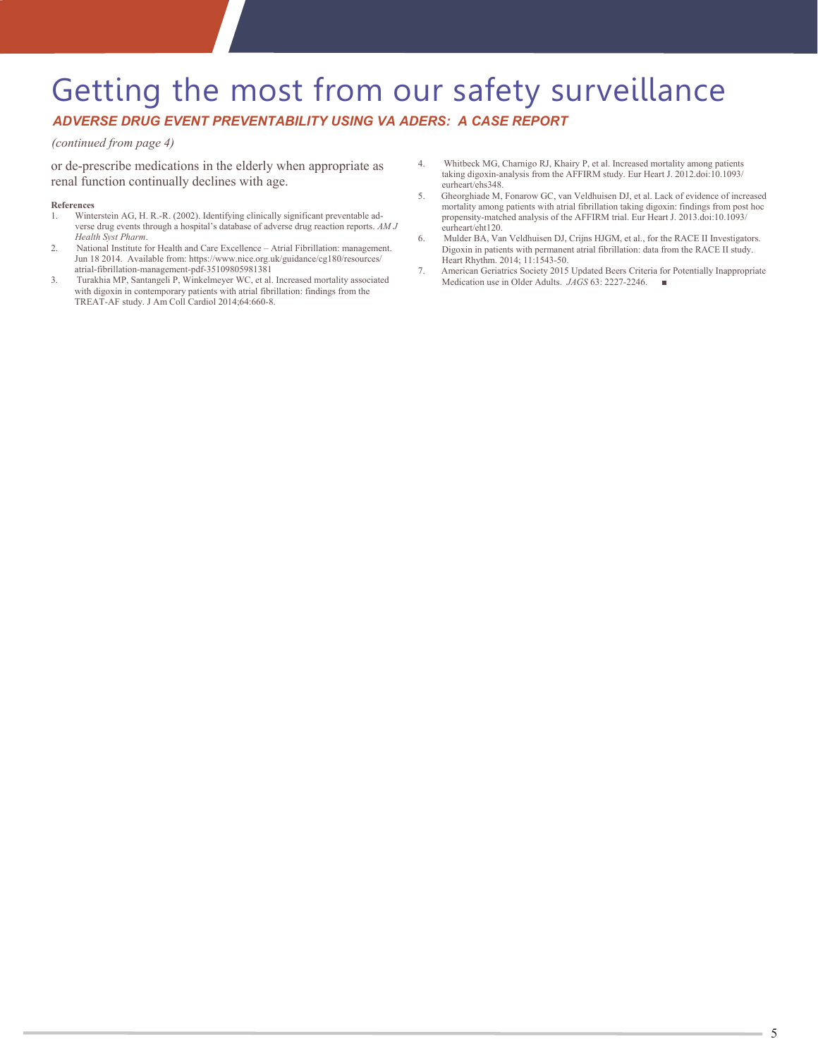# Getting the most from our safety surveillance

## *ADVERSE DRUG EVENT PREVENTABILITY USING VA ADERS: A CASE REPORT*

*(continued from page 4)*

or de-prescribe medications in the elderly when appropriate as renal function continually declines with age.

**References**

1. Winterstein AG, H. R.-R. (2002). Identifying clinically significant preventable adverse drug events through a hospital's database of adverse drug reaction reports. *AM J Health Syst Pharm*.
2. National Institute for Health and Care Excellence – Atrial Fibrillation: management. Jun 18 2014. Available from: https://www.nice.org.uk/guidance/cg180/resources/atrial-fibrillation-management-pdf-35109805981381
3. Turakhia MP, Santangeli P, Winkelmeyer WC, et al. Increased mortality associated with digoxin in contemporary patients with atrial fibrillation: findings from the TREAT-AF study. J Am Coll Cardiol 2014;64:660-8.
4. Whitbeck MG, Charnigo RJ, Khairy P, et al. Increased mortality among patients taking digoxin-analysis from the AFFIRM study. Eur Heart J. 2012.doi:10.1093/eurheart/ehs348.
5. Gheorghiade M, Fonarow GC, van Veldhuisen DJ, et al. Lack of evidence of increased mortality among patients with atrial fibrillation taking digoxin: findings from post hoc propensity-matched analysis of the AFFIRM trial. Eur Heart J. 2013.doi:10.1093/eurheart/eht120.
6. Mulder BA, Van Veldhuisen DJ, Crijns HJGM, et al., for the RACE II Investigators. Digoxin in patients with permanent atrial fibrillation: data from the RACE II study. Heart Rhythm. 2014; 11:1543-50.
7. American Geriatrics Society 2015 Updated Beers Criteria for Potentially Inappropriate Medication use in Older Adults. *JAGS* 63: 2227-2246. ■